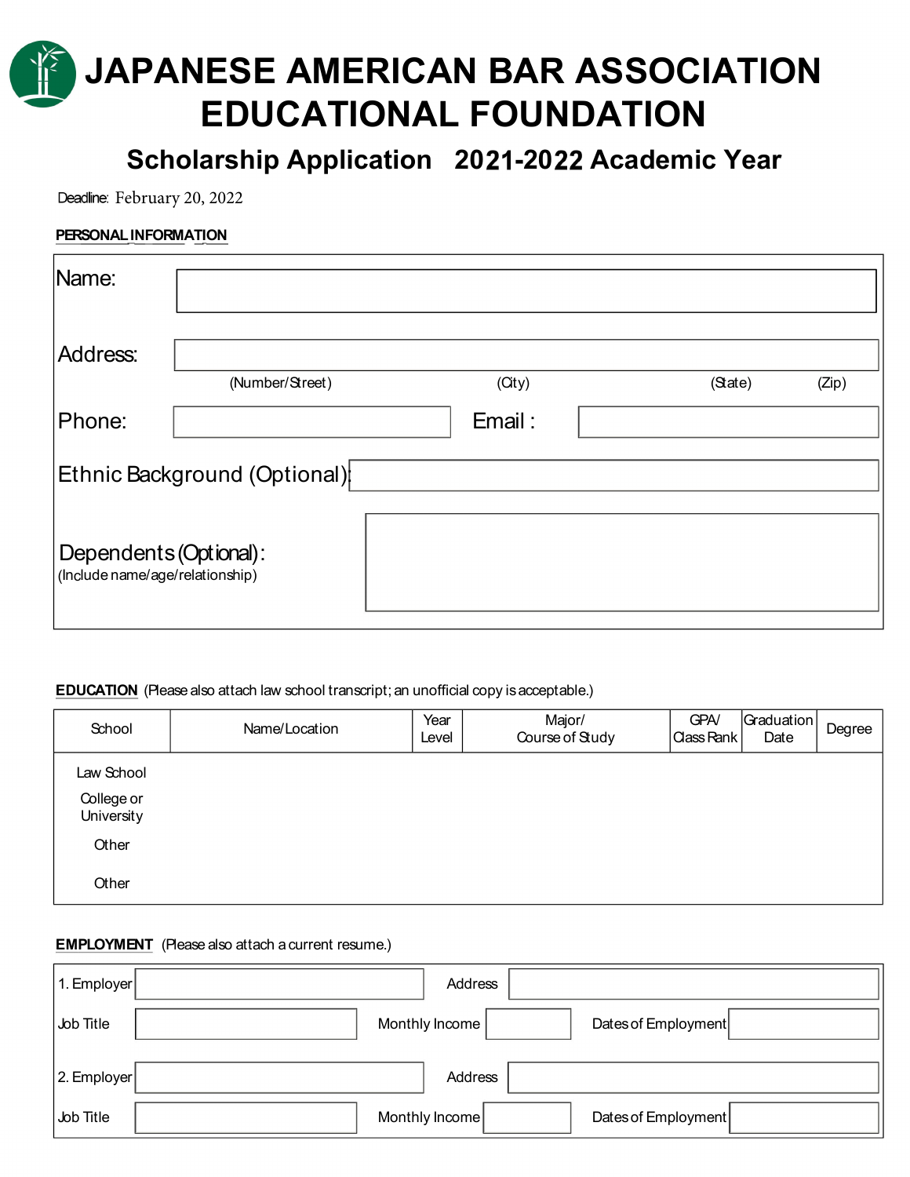# JAPANESE AMERICAN BAR ASSOCIATION EDUCATIONAL FOUNDATION

## Scholarship Application 2021-2022 Academic Year

Deadline: February 20, 2022

**PERSONAL INFORMATION**

Name:

Address:

(Number/Street) (City) (State) (Zip)

Phone: Email :

Ethnic Background (Optional):

Dependents (Optional):
(Include name/age/relationship)

**EDUCATION** (Please also attach law school transcript; an unofficial copy is acceptable.)

| School | Name/Location | Year Level | Major/ Course of Study | GPA/ Class Rank | Graduation Date | Degree |
|---|---|---|---|---|---|---|
| Law School | | | | | | |
| College or University | | | | | | |
| Other | | | | | | |
| Other | | | | | | |

**EMPLOYMENT** (Please also attach a current resume.)

1. Employer: Address:

Job Title: Monthly Income: Dates of Employment:

2. Employer: Address:

Job Title: Monthly Income: Dates of Employment: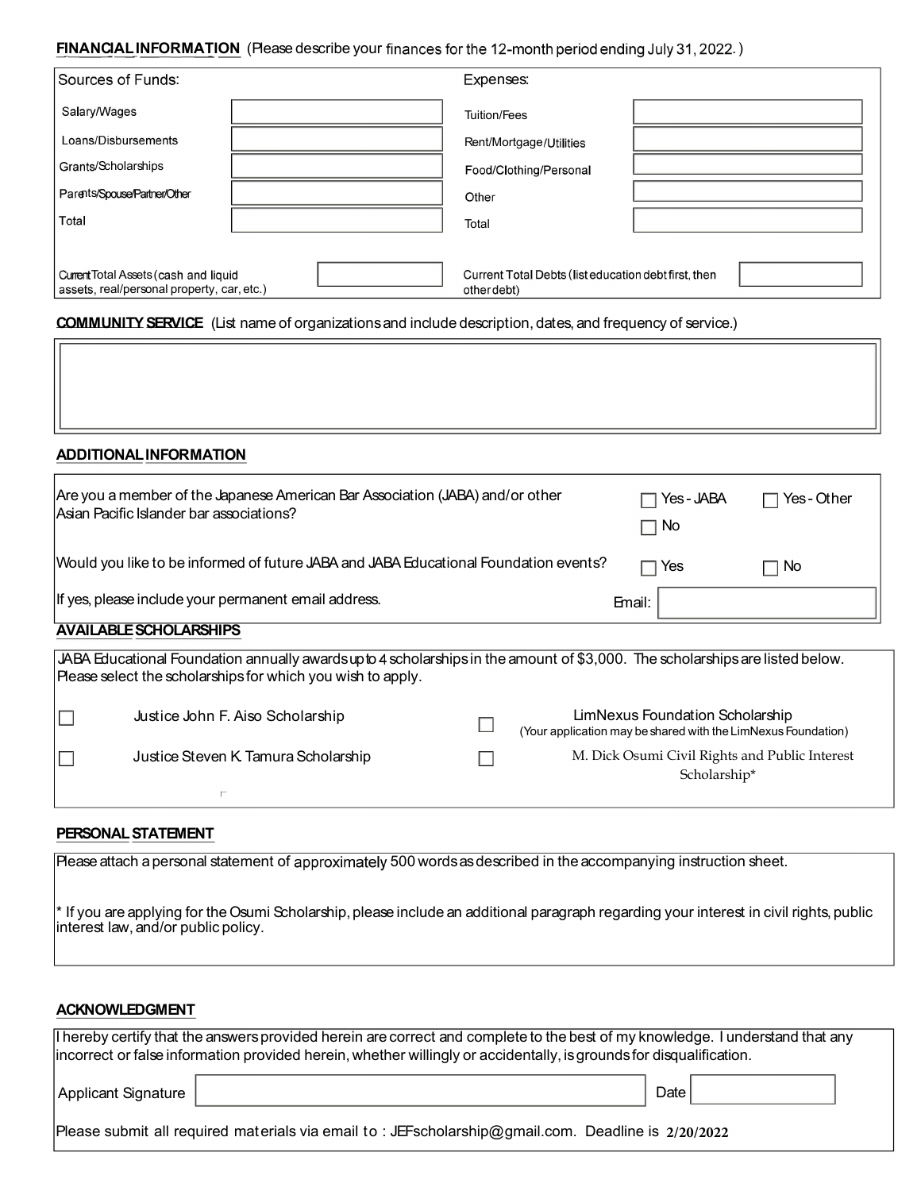**FINANCIAL INFORMATION** (Please describe your finances for the 12-month period ending July 31, 2022.)

| Sources of Funds: | | Expenses: | |
|---|---|---|---|
| Salary/Wages | | Tuition/Fees | |
| Loans/Disbursements | | Rent/Mortgage/Utilities | |
| Grants/Scholarships | | Food/Clothing/Personal | |
| Parents/Spouse/Partner/Other | | Other | |
| Total | | Total | |
| Current Total Assets (cash and liquid assets, real/personal property, car, etc.) | | Current Total Debts (list education debt first, then other debt) | |

**COMMUNITY SERVICE** (List name of organizations and include description, dates, and frequency of service.)

**ADDITIONAL INFORMATION**

Are you a member of the Japanese American Bar Association (JABA) and/or other Asian Pacific Islander bar associations? ☐ Yes - JABA ☐ Yes - Other ☐ No

Would you like to be informed of future JABA and JABA Educational Foundation events? ☐ Yes ☐ No

If yes, please include your permanent email address. Email:

**AVAILABLE SCHOLARSHIPS**

JABA Educational Foundation annually awards up to 4 scholarships in the amount of $3,000. The scholarships are listed below. Please select the scholarships for which you wish to apply.

☐ Justice John F. Aiso Scholarship

☐ LimNexus Foundation Scholarship (Your application may be shared with the LimNexus Foundation)

☐ Justice Steven K. Tamura Scholarship

☐ M. Dick Osumi Civil Rights and Public Interest Scholarship*

**PERSONAL STATEMENT**

Please attach a personal statement of approximately 500 words as described in the accompanying instruction sheet.

* If you are applying for the Osumi Scholarship, please include an additional paragraph regarding your interest in civil rights, public interest law, and/or public policy.

**ACKNOWLEDGMENT**

I hereby certify that the answers provided herein are correct and complete to the best of my knowledge. I understand that any incorrect or false information provided herein, whether willingly or accidentally, is grounds for disqualification.

Applicant Signature | Date

Please submit all required materials via email to : JEFscholarship@gmail.com. Deadline is **2/20/2022**